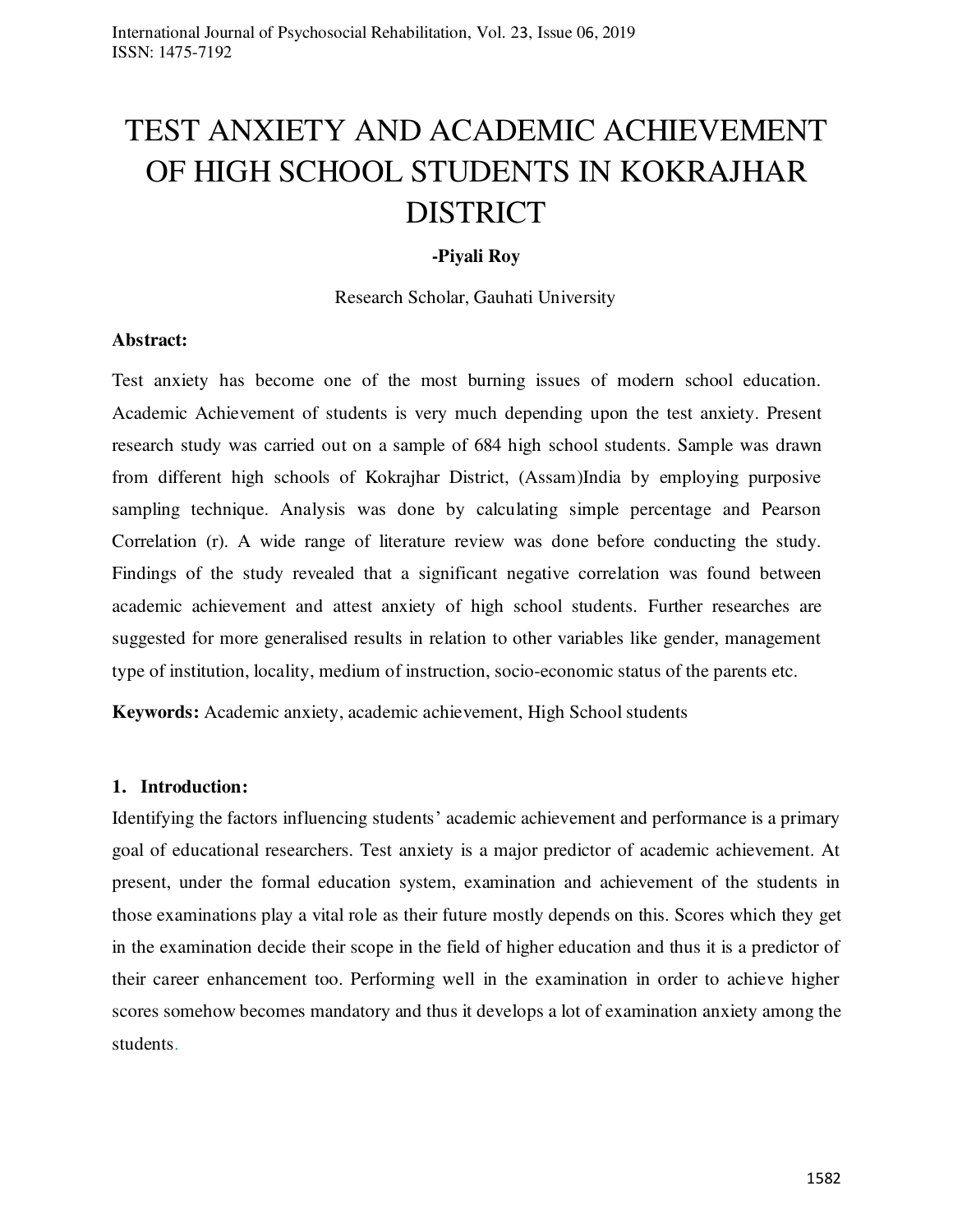# TEST ANXIETY AND ACADEMIC ACHIEVEMENT OF HIGH SCHOOL STUDENTS IN KOKRAJHAR DISTRICT

**-Piyali Roy**

Research Scholar, Gauhati University

**Abstract:**

Test anxiety has become one of the most burning issues of modern school education. Academic Achievement of students is very much depending upon the test anxiety. Present research study was carried out on a sample of 684 high school students. Sample was drawn from different high schools of Kokrajhar District, (Assam)India by employing purposive sampling technique. Analysis was done by calculating simple percentage and Pearson Correlation (r). A wide range of literature review was done before conducting the study. Findings of the study revealed that a significant negative correlation was found between academic achievement and attest anxiety of high school students. Further researches are suggested for more generalised results in relation to other variables like gender, management type of institution, locality, medium of instruction, socio-economic status of the parents etc.

**Keywords:** Academic anxiety, academic achievement, High School students

## 1. Introduction:

Identifying the factors influencing students' academic achievement and performance is a primary goal of educational researchers. Test anxiety is a major predictor of academic achievement. At present, under the formal education system, examination and achievement of the students in those examinations play a vital role as their future mostly depends on this. Scores which they get in the examination decide their scope in the field of higher education and thus it is a predictor of their career enhancement too. Performing well in the examination in order to achieve higher scores somehow becomes mandatory and thus it develops a lot of examination anxiety among the students.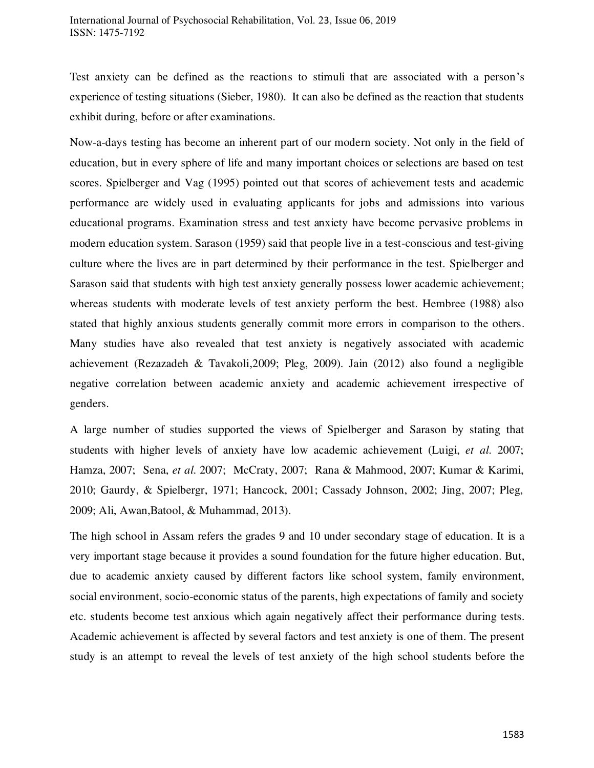Test anxiety can be defined as the reactions to stimuli that are associated with a person's experience of testing situations (Sieber, 1980). It can also be defined as the reaction that students exhibit during, before or after examinations.

Now-a-days testing has become an inherent part of our modern society. Not only in the field of education, but in every sphere of life and many important choices or selections are based on test scores. Spielberger and Vag (1995) pointed out that scores of achievement tests and academic performance are widely used in evaluating applicants for jobs and admissions into various educational programs. Examination stress and test anxiety have become pervasive problems in modern education system. Sarason (1959) said that people live in a test-conscious and test-giving culture where the lives are in part determined by their performance in the test. Spielberger and Sarason said that students with high test anxiety generally possess lower academic achievement; whereas students with moderate levels of test anxiety perform the best. Hembree (1988) also stated that highly anxious students generally commit more errors in comparison to the others. Many studies have also revealed that test anxiety is negatively associated with academic achievement (Rezazadeh & Tavakoli,2009; Pleg, 2009). Jain (2012) also found a negligible negative correlation between academic anxiety and academic achievement irrespective of genders.

A large number of studies supported the views of Spielberger and Sarason by stating that students with higher levels of anxiety have low academic achievement (Luigi, *et al.* 2007; Hamza, 2007; Sena, *et al.* 2007; McCraty, 2007; Rana & Mahmood, 2007; Kumar & Karimi, 2010; Gaurdy, & Spielbergr, 1971; Hancock, 2001; Cassady Johnson, 2002; Jing, 2007; Pleg, 2009; Ali, Awan,Batool, & Muhammad, 2013).

The high school in Assam refers the grades 9 and 10 under secondary stage of education. It is a very important stage because it provides a sound foundation for the future higher education. But, due to academic anxiety caused by different factors like school system, family environment, social environment, socio-economic status of the parents, high expectations of family and society etc. students become test anxious which again negatively affect their performance during tests. Academic achievement is affected by several factors and test anxiety is one of them. The present study is an attempt to reveal the levels of test anxiety of the high school students before the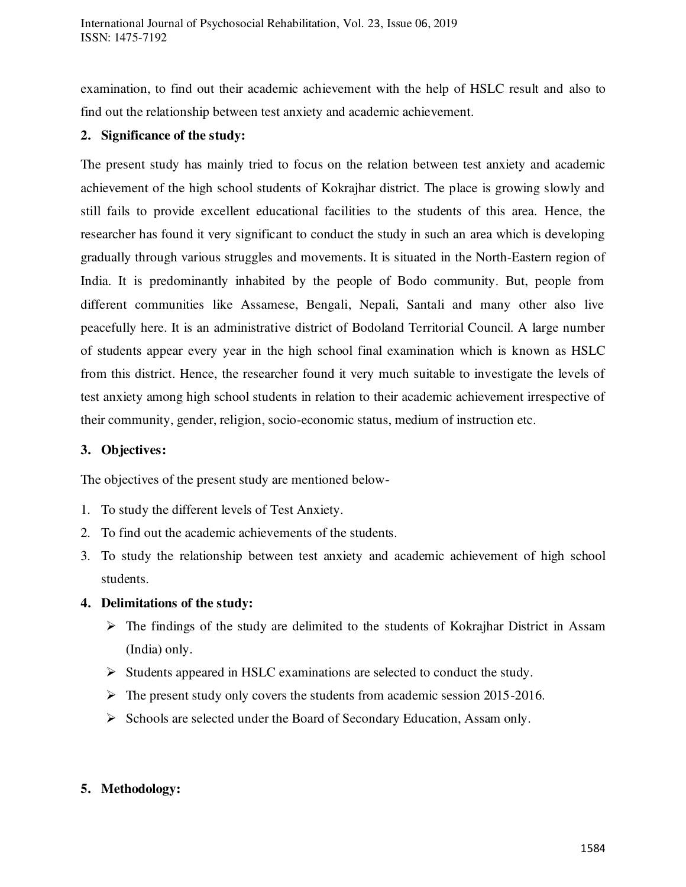examination, to find out their academic achievement with the help of HSLC result and also to find out the relationship between test anxiety and academic achievement.

## 2. Significance of the study:

The present study has mainly tried to focus on the relation between test anxiety and academic achievement of the high school students of Kokrajhar district. The place is growing slowly and still fails to provide excellent educational facilities to the students of this area. Hence, the researcher has found it very significant to conduct the study in such an area which is developing gradually through various struggles and movements. It is situated in the North-Eastern region of India. It is predominantly inhabited by the people of Bodo community. But, people from different communities like Assamese, Bengali, Nepali, Santali and many other also live peacefully here. It is an administrative district of Bodoland Territorial Council. A large number of students appear every year in the high school final examination which is known as HSLC from this district. Hence, the researcher found it very much suitable to investigate the levels of test anxiety among high school students in relation to their academic achievement irrespective of their community, gender, religion, socio-economic status, medium of instruction etc.

## 3. Objectives:

The objectives of the present study are mentioned below-

1. To study the different levels of Test Anxiety.
2. To find out the academic achievements of the students.
3. To study the relationship between test anxiety and academic achievement of high school students.

## 4. Delimitations of the study:

- The findings of the study are delimited to the students of Kokrajhar District in Assam (India) only.
- Students appeared in HSLC examinations are selected to conduct the study.
- The present study only covers the students from academic session 2015-2016.
- Schools are selected under the Board of Secondary Education, Assam only.

## 5. Methodology: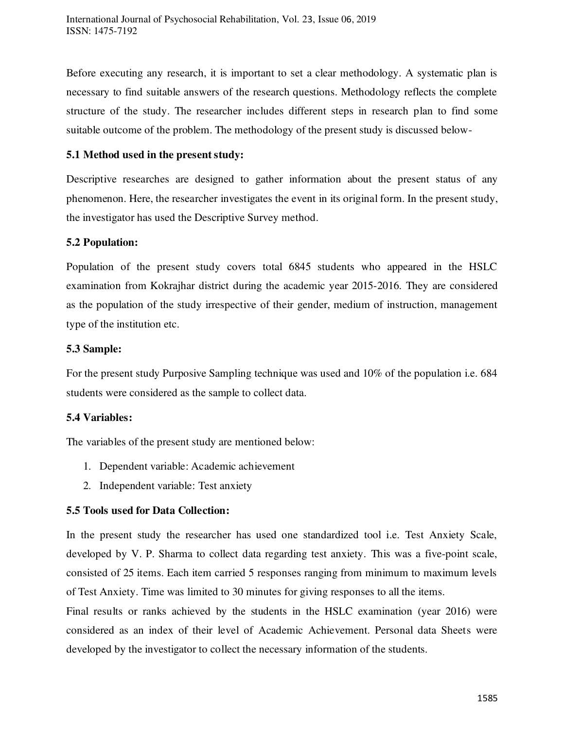Before executing any research, it is important to set a clear methodology. A systematic plan is necessary to find suitable answers of the research questions. Methodology reflects the complete structure of the study. The researcher includes different steps in research plan to find some suitable outcome of the problem. The methodology of the present study is discussed below-

### 5.1 Method used in the present study:

Descriptive researches are designed to gather information about the present status of any phenomenon. Here, the researcher investigates the event in its original form. In the present study, the investigator has used the Descriptive Survey method.

### 5.2 Population:

Population of the present study covers total 6845 students who appeared in the HSLC examination from Kokrajhar district during the academic year 2015-2016. They are considered as the population of the study irrespective of their gender, medium of instruction, management type of the institution etc.

### 5.3 Sample:

For the present study Purposive Sampling technique was used and 10% of the population i.e. 684 students were considered as the sample to collect data.

### 5.4 Variables:

The variables of the present study are mentioned below:

1. Dependent variable: Academic achievement
2. Independent variable: Test anxiety

### 5.5 Tools used for Data Collection:

In the present study the researcher has used one standardized tool i.e. Test Anxiety Scale, developed by V. P. Sharma to collect data regarding test anxiety. This was a five-point scale, consisted of 25 items. Each item carried 5 responses ranging from minimum to maximum levels of Test Anxiety. Time was limited to 30 minutes for giving responses to all the items.

Final results or ranks achieved by the students in the HSLC examination (year 2016) were considered as an index of their level of Academic Achievement. Personal data Sheets were developed by the investigator to collect the necessary information of the students.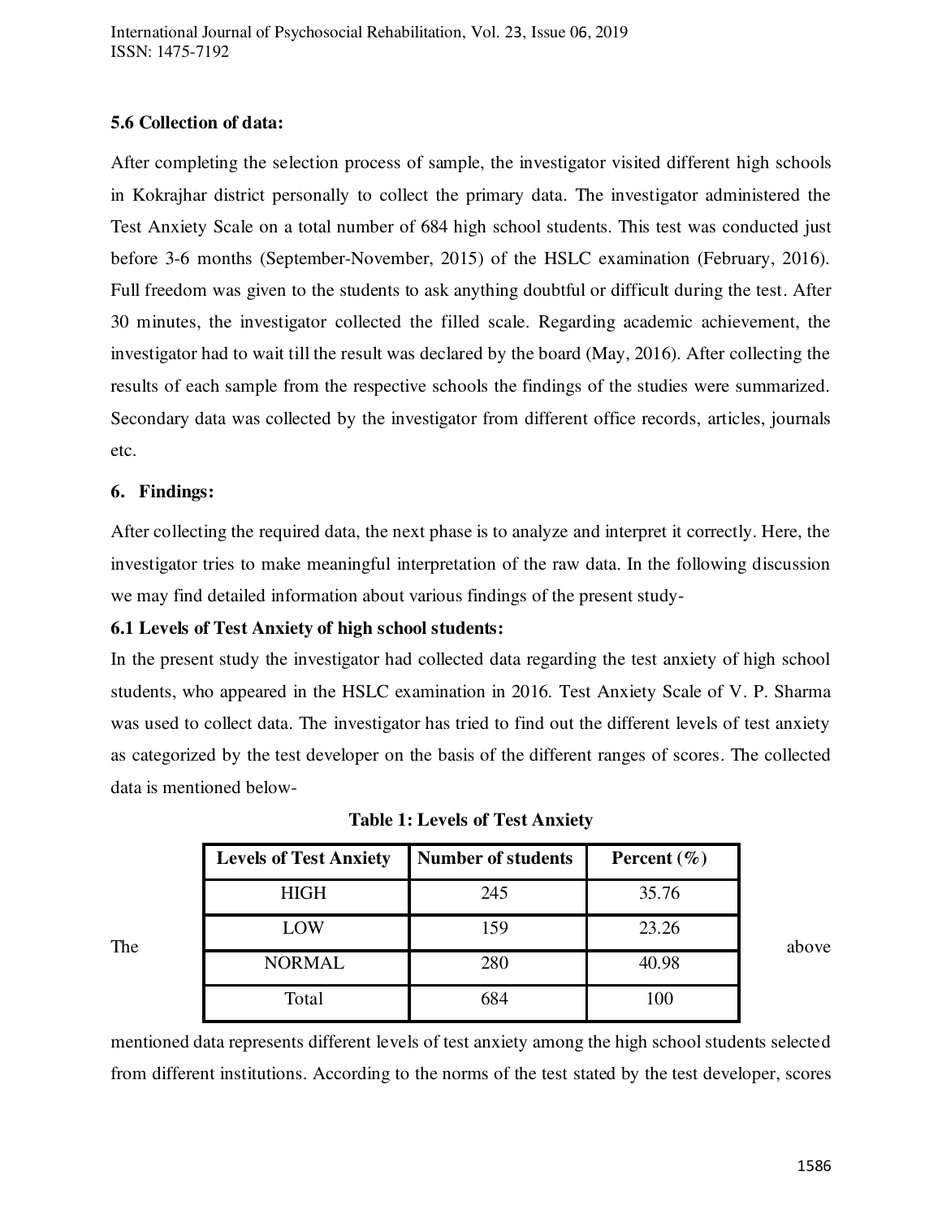### 5.6 Collection of data:

After completing the selection process of sample, the investigator visited different high schools in Kokrajhar district personally to collect the primary data. The investigator administered the Test Anxiety Scale on a total number of 684 high school students. This test was conducted just before 3-6 months (September-November, 2015) of the HSLC examination (February, 2016). Full freedom was given to the students to ask anything doubtful or difficult during the test. After 30 minutes, the investigator collected the filled scale. Regarding academic achievement, the investigator had to wait till the result was declared by the board (May, 2016). After collecting the results of each sample from the respective schools the findings of the studies were summarized. Secondary data was collected by the investigator from different office records, articles, journals etc.

## 6. Findings:

After collecting the required data, the next phase is to analyze and interpret it correctly. Here, the investigator tries to make meaningful interpretation of the raw data. In the following discussion we may find detailed information about various findings of the present study-

### 6.1 Levels of Test Anxiety of high school students:

In the present study the investigator had collected data regarding the test anxiety of high school students, who appeared in the HSLC examination in 2016. Test Anxiety Scale of V. P. Sharma was used to collect data. The investigator has tried to find out the different levels of test anxiety as categorized by the test developer on the basis of the different ranges of scores. The collected data is mentioned below-

**Table 1: Levels of Test Anxiety**

| Levels of Test Anxiety | Number of students | Percent (%) |
|---|---|---|
| HIGH | 245 | 35.76 |
| LOW | 159 | 23.26 |
| NORMAL | 280 | 40.98 |
| Total | 684 | 100 |

The above mentioned data represents different levels of test anxiety among the high school students selected from different institutions. According to the norms of the test stated by the test developer, scores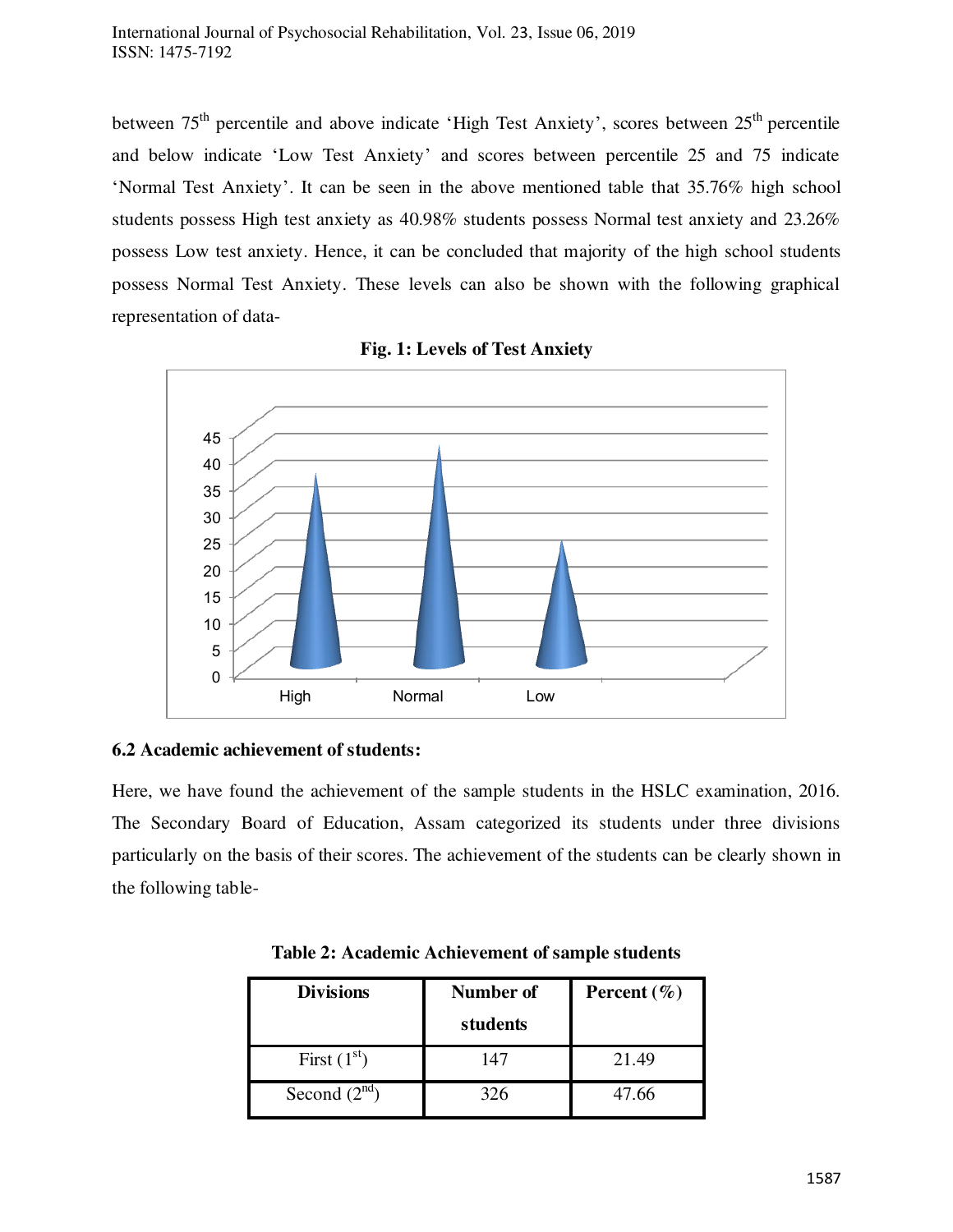between 75th percentile and above indicate 'High Test Anxiety', scores between 25th percentile and below indicate 'Low Test Anxiety' and scores between percentile 25 and 75 indicate 'Normal Test Anxiety'. It can be seen in the above mentioned table that 35.76% high school students possess High test anxiety as 40.98% students possess Normal test anxiety and 23.26% possess Low test anxiety. Hence, it can be concluded that majority of the high school students possess Normal Test Anxiety. These levels can also be shown with the following graphical representation of data-

**Fig. 1: Levels of Test Anxiety**

## 6.2 Academic achievement of students:

Here, we have found the achievement of the sample students in the HSLC examination, 2016. The Secondary Board of Education, Assam categorized its students under three divisions particularly on the basis of their scores. The achievement of the students can be clearly shown in the following table-

**Table 2: Academic Achievement of sample students**

| Divisions | Number of students | Percent (%) |
|---|---|---|
| First (1st) | 147 | 21.49 |
| Second (2nd) | 326 | 47.66 |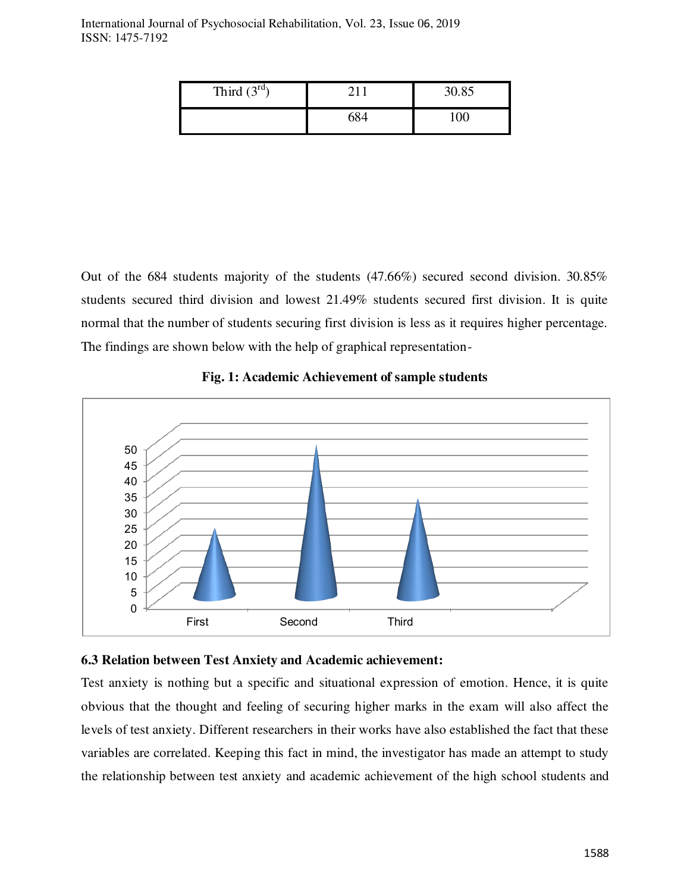| Third (3rd) | 211 | 30.85 |
| --- | --- | --- |
| | 684 | 100 |

Out of the 684 students majority of the students (47.66%) secured second division. 30.85% students secured third division and lowest 21.49% students secured first division. It is quite normal that the number of students securing first division is less as it requires higher percentage. The findings are shown below with the help of graphical representation-

**Fig. 1: Academic Achievement of sample students**

### 6.3 Relation between Test Anxiety and Academic achievement:

Test anxiety is nothing but a specific and situational expression of emotion. Hence, it is quite obvious that the thought and feeling of securing higher marks in the exam will also affect the levels of test anxiety. Different researchers in their works have also established the fact that these variables are correlated. Keeping this fact in mind, the investigator has made an attempt to study the relationship between test anxiety and academic achievement of the high school students and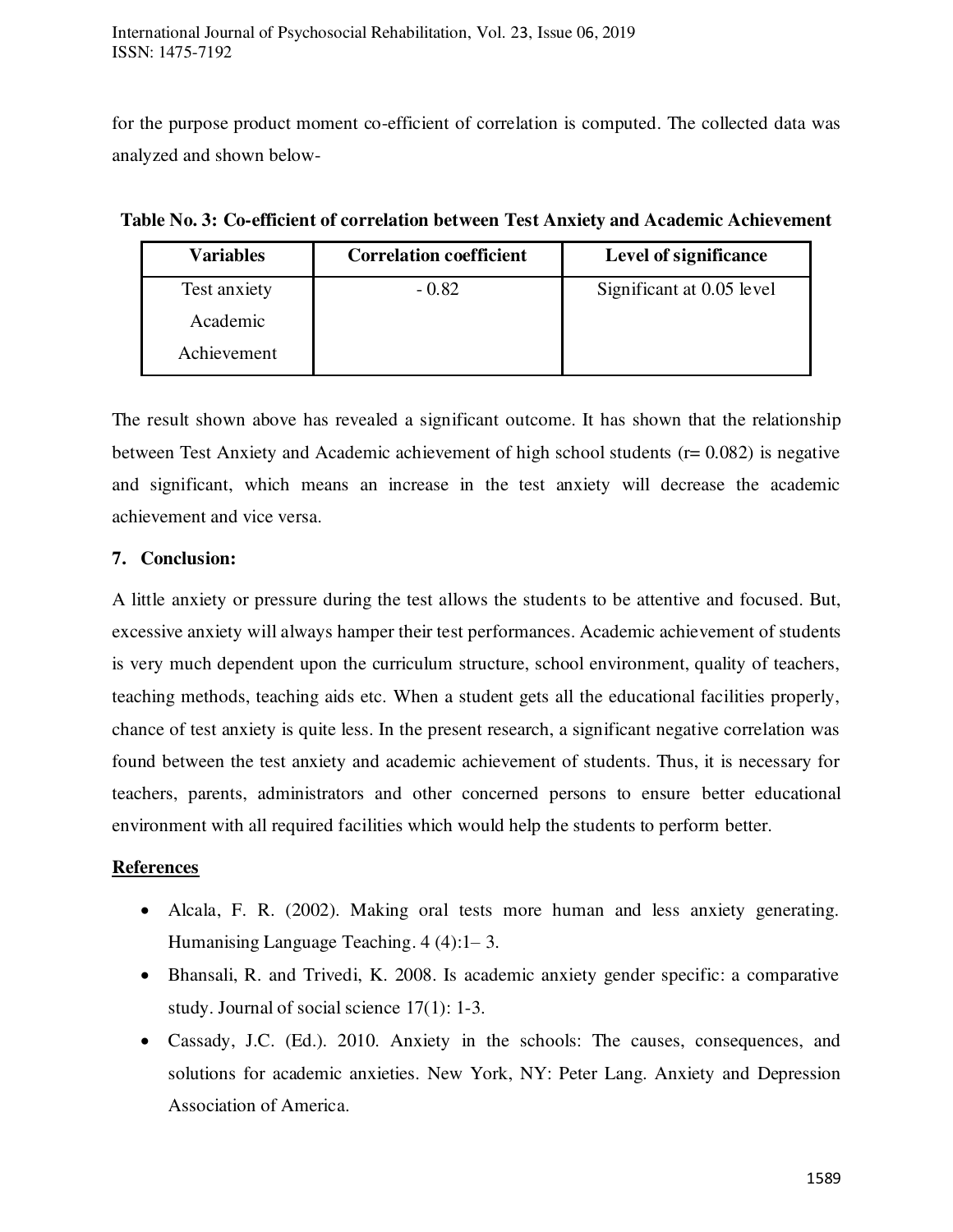for the purpose product moment co-efficient of correlation is computed. The collected data was analyzed and shown below-

**Table No. 3: Co-efficient of correlation between Test Anxiety and Academic Achievement**

| Variables | Correlation coefficient | Level of significance |
|---|---|---|
| Test anxiety<br>Academic<br>Achievement | - 0.82 | Significant at 0.05 level |

The result shown above has revealed a significant outcome. It has shown that the relationship between Test Anxiety and Academic achievement of high school students (r= 0.082) is negative and significant, which means an increase in the test anxiety will decrease the academic achievement and vice versa.

## 7. Conclusion:

A little anxiety or pressure during the test allows the students to be attentive and focused. But, excessive anxiety will always hamper their test performances. Academic achievement of students is very much dependent upon the curriculum structure, school environment, quality of teachers, teaching methods, teaching aids etc. When a student gets all the educational facilities properly, chance of test anxiety is quite less. In the present research, a significant negative correlation was found between the test anxiety and academic achievement of students. Thus, it is necessary for teachers, parents, administrators and other concerned persons to ensure better educational environment with all required facilities which would help the students to perform better.

## References

- Alcala, F. R. (2002). Making oral tests more human and less anxiety generating. Humanising Language Teaching. 4 (4):1– 3.
- Bhansali, R. and Trivedi, K. 2008. Is academic anxiety gender specific: a comparative study. Journal of social science 17(1): 1-3.
- Cassady, J.C. (Ed.). 2010. Anxiety in the schools: The causes, consequences, and solutions for academic anxieties. New York, NY: Peter Lang. Anxiety and Depression Association of America.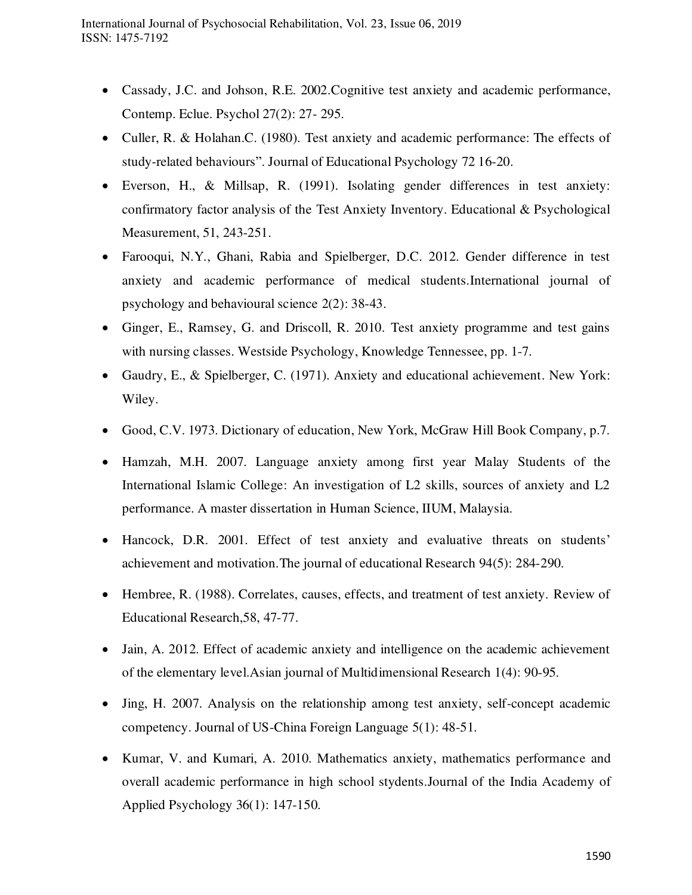- Cassady, J.C. and Johson, R.E. 2002.Cognitive test anxiety and academic performance, Contemp. Eclue. Psychol 27(2): 27- 295.
- Culler, R. & Holahan.C. (1980). Test anxiety and academic performance: The effects of study-related behaviours". Journal of Educational Psychology 72 16-20.
- Everson, H., & Millsap, R. (1991). Isolating gender differences in test anxiety: confirmatory factor analysis of the Test Anxiety Inventory. Educational & Psychological Measurement, 51, 243-251.
- Farooqui, N.Y., Ghani, Rabia and Spielberger, D.C. 2012. Gender difference in test anxiety and academic performance of medical students.International journal of psychology and behavioural science 2(2): 38-43.
- Ginger, E., Ramsey, G. and Driscoll, R. 2010. Test anxiety programme and test gains with nursing classes. Westside Psychology, Knowledge Tennessee, pp. 1-7.
- Gaudry, E., & Spielberger, C. (1971). Anxiety and educational achievement. New York: Wiley.
- Good, C.V. 1973. Dictionary of education, New York, McGraw Hill Book Company, p.7.
- Hamzah, M.H. 2007. Language anxiety among first year Malay Students of the International Islamic College: An investigation of L2 skills, sources of anxiety and L2 performance. A master dissertation in Human Science, IIUM, Malaysia.
- Hancock, D.R. 2001. Effect of test anxiety and evaluative threats on students' achievement and motivation.The journal of educational Research 94(5): 284-290.
- Hembree, R. (1988). Correlates, causes, effects, and treatment of test anxiety. Review of Educational Research,58, 47-77.
- Jain, A. 2012. Effect of academic anxiety and intelligence on the academic achievement of the elementary level.Asian journal of Multidimensional Research 1(4): 90-95.
- Jing, H. 2007. Analysis on the relationship among test anxiety, self-concept academic competency. Journal of US-China Foreign Language 5(1): 48-51.
- Kumar, V. and Kumari, A. 2010. Mathematics anxiety, mathematics performance and overall academic performance in high school stydents.Journal of the India Academy of Applied Psychology 36(1): 147-150.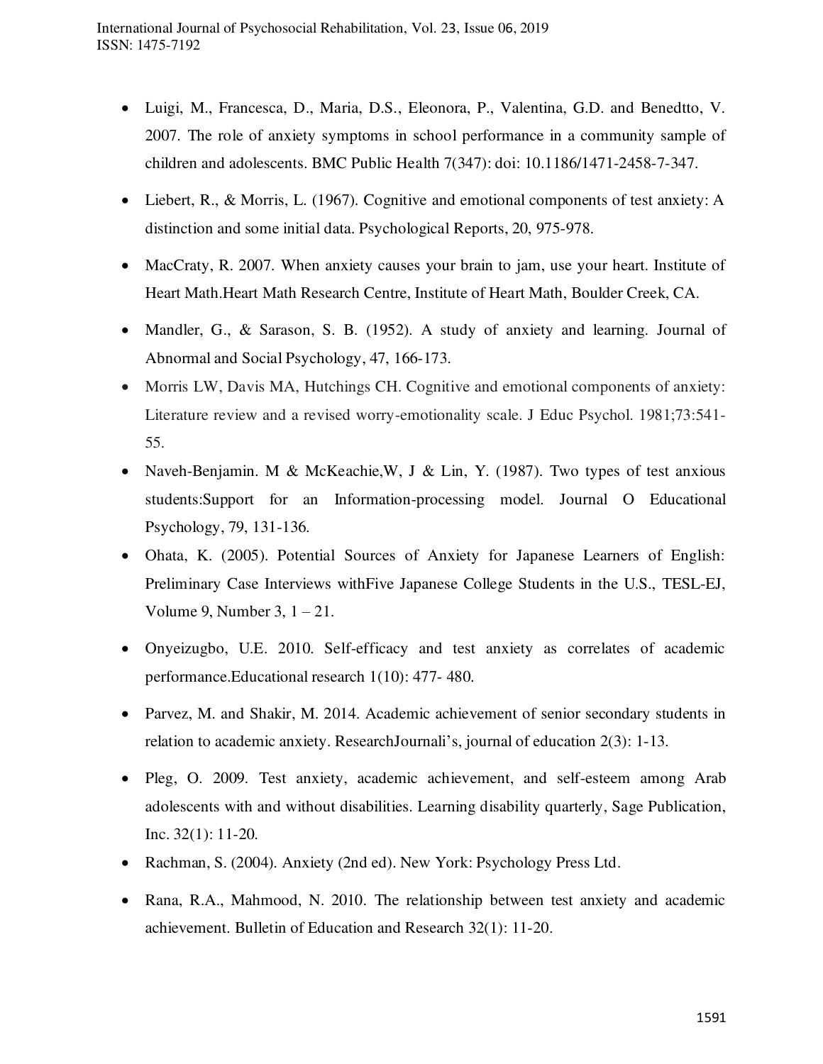- Luigi, M., Francesca, D., Maria, D.S., Eleonora, P., Valentina, G.D. and Benedtto, V. 2007. The role of anxiety symptoms in school performance in a community sample of children and adolescents. BMC Public Health 7(347): doi: 10.1186/1471-2458-7-347.
- Liebert, R., & Morris, L. (1967). Cognitive and emotional components of test anxiety: A distinction and some initial data. Psychological Reports, 20, 975-978.
- MacCraty, R. 2007. When anxiety causes your brain to jam, use your heart. Institute of Heart Math.Heart Math Research Centre, Institute of Heart Math, Boulder Creek, CA.
- Mandler, G., & Sarason, S. B. (1952). A study of anxiety and learning. Journal of Abnormal and Social Psychology, 47, 166-173.
- Morris LW, Davis MA, Hutchings CH. Cognitive and emotional components of anxiety: Literature review and a revised worry-emotionality scale. J Educ Psychol. 1981;73:541-55.
- Naveh-Benjamin. M & McKeachie,W, J & Lin, Y. (1987). Two types of test anxious students:Support for an Information-processing model. Journal O Educational Psychology, 79, 131-136.
- Ohata, K. (2005). Potential Sources of Anxiety for Japanese Learners of English: Preliminary Case Interviews withFive Japanese College Students in the U.S., TESL-EJ, Volume 9, Number 3, 1 – 21.
- Onyeizugbo, U.E. 2010. Self-efficacy and test anxiety as correlates of academic performance.Educational research 1(10): 477- 480.
- Parvez, M. and Shakir, M. 2014. Academic achievement of senior secondary students in relation to academic anxiety. ResearchJournali's, journal of education 2(3): 1-13.
- Pleg, O. 2009. Test anxiety, academic achievement, and self-esteem among Arab adolescents with and without disabilities. Learning disability quarterly, Sage Publication, Inc. 32(1): 11-20.
- Rachman, S. (2004). Anxiety (2nd ed). New York: Psychology Press Ltd.
- Rana, R.A., Mahmood, N. 2010. The relationship between test anxiety and academic achievement. Bulletin of Education and Research 32(1): 11-20.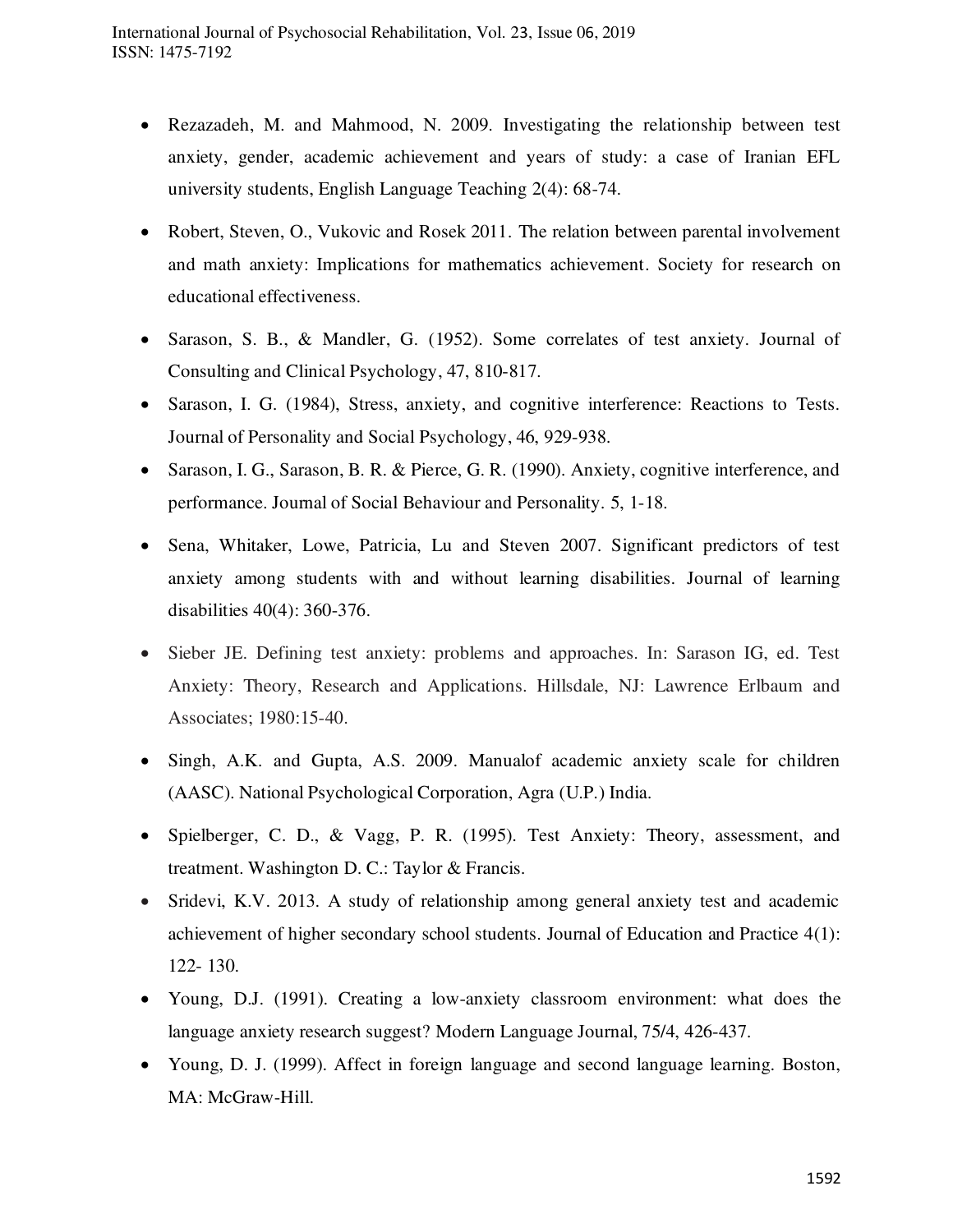- Rezazadeh, M. and Mahmood, N. 2009. Investigating the relationship between test anxiety, gender, academic achievement and years of study: a case of Iranian EFL university students, English Language Teaching 2(4): 68-74.
- Robert, Steven, O., Vukovic and Rosek 2011. The relation between parental involvement and math anxiety: Implications for mathematics achievement. Society for research on educational effectiveness.
- Sarason, S. B., & Mandler, G. (1952). Some correlates of test anxiety. Journal of Consulting and Clinical Psychology, 47, 810-817.
- Sarason, I. G. (1984), Stress, anxiety, and cognitive interference: Reactions to Tests. Journal of Personality and Social Psychology, 46, 929-938.
- Sarason, I. G., Sarason, B. R. & Pierce, G. R. (1990). Anxiety, cognitive interference, and performance. Journal of Social Behaviour and Personality. 5, 1-18.
- Sena, Whitaker, Lowe, Patricia, Lu and Steven 2007. Significant predictors of test anxiety among students with and without learning disabilities. Journal of learning disabilities 40(4): 360-376.
- Sieber JE. Defining test anxiety: problems and approaches. In: Sarason IG, ed. Test Anxiety: Theory, Research and Applications. Hillsdale, NJ: Lawrence Erlbaum and Associates; 1980:15-40.
- Singh, A.K. and Gupta, A.S. 2009. Manualof academic anxiety scale for children (AASC). National Psychological Corporation, Agra (U.P.) India.
- Spielberger, C. D., & Vagg, P. R. (1995). Test Anxiety: Theory, assessment, and treatment. Washington D. C.: Taylor & Francis.
- Sridevi, K.V. 2013. A study of relationship among general anxiety test and academic achievement of higher secondary school students. Journal of Education and Practice 4(1): 122- 130.
- Young, D.J. (1991). Creating a low-anxiety classroom environment: what does the language anxiety research suggest? Modern Language Journal, 75/4, 426-437.
- Young, D. J. (1999). Affect in foreign language and second language learning. Boston, MA: McGraw-Hill.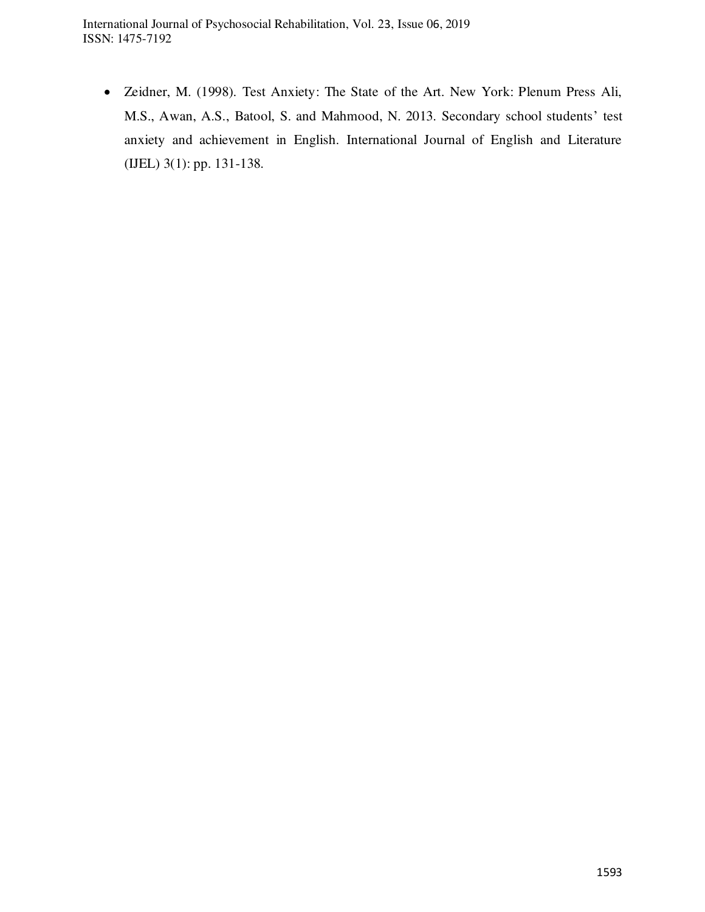- Zeidner, M. (1998). Test Anxiety: The State of the Art. New York: Plenum Press Ali, M.S., Awan, A.S., Batool, S. and Mahmood, N. 2013. Secondary school students' test anxiety and achievement in English. International Journal of English and Literature (IJEL) 3(1): pp. 131-138.